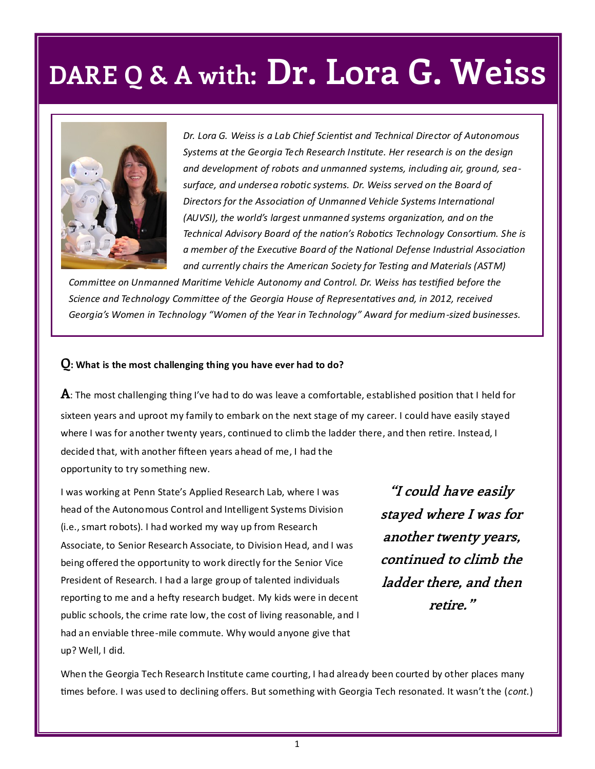# DARE Q & A with: Dr. Lora G. Weiss

*Dr. Lora G. Weiss is a Lab Chief Scientist and Technical Director of Autonomous Systems at the Georgia Tech Research Institute. Her research is on the design and development of robots and unmanned systems, including air, ground, sea-surface, and undersea robotic systems. Dr. Weiss served on the Board of Directors for the Association of Unmanned Vehicle Systems International (AUVSI), the world's largest unmanned systems organization, and on the Technical Advisory Board of the nation's Robotics Technology Consortium. She is a member of the Executive Board of the National Defense Industrial Association and currently chairs the American Society for Testing and Materials (ASTM) Committee on Unmanned Maritime Vehicle Autonomy and Control. Dr. Weiss has testified before the Science and Technology Committee of the Georgia House of Representatives and, in 2012, received Georgia's Women in Technology "Women of the Year in Technology" Award for medium-sized businesses.*

**Q: What is the most challenging thing you have ever had to do?**

**A**: The most challenging thing I've had to do was leave a comfortable, established position that I held for sixteen years and uproot my family to embark on the next stage of my career. I could have easily stayed where I was for another twenty years, continued to climb the ladder there, and then retire. Instead, I decided that, with another fifteen years ahead of me, I had the opportunity to try something new.

I was working at Penn State's Applied Research Lab, where I was head of the Autonomous Control and Intelligent Systems Division (i.e., smart robots). I had worked my way up from Research Associate, to Senior Research Associate, to Division Head, and I was being offered the opportunity to work directly for the Senior Vice President of Research. I had a large group of talented individuals reporting to me and a hefty research budget. My kids were in decent public schools, the crime rate low, the cost of living reasonable, and I had an enviable three-mile commute. Why would anyone give that up? Well, I did.

> ***"I could have easily stayed where I was for another twenty years, continued to climb the ladder there, and then retire."***

When the Georgia Tech Research Institute came courting, I had already been courted by other places many times before. I was used to declining offers. But something with Georgia Tech resonated. It wasn't the (*cont.*)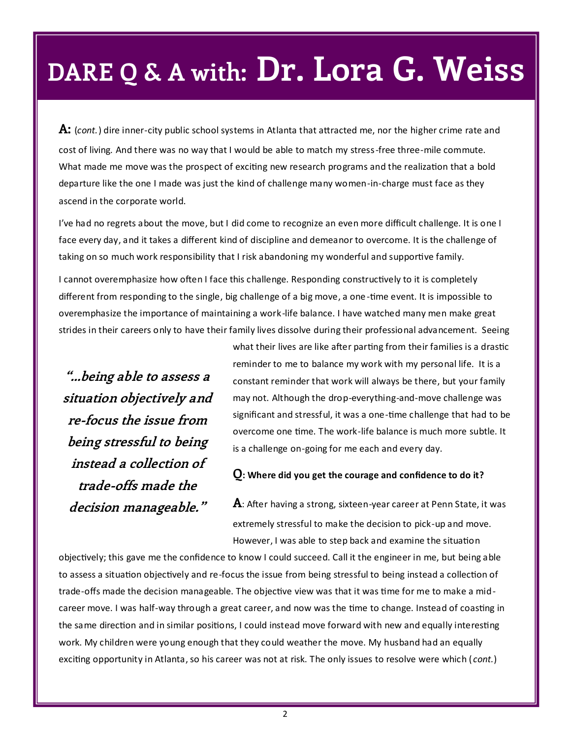# DARE Q & A with: Dr. Lora G. Weiss

**A:** (*cont.*) dire inner-city public school systems in Atlanta that attracted me, nor the higher crime rate and cost of living. And there was no way that I would be able to match my stress-free three-mile commute. What made me move was the prospect of exciting new research programs and the realization that a bold departure like the one I made was just the kind of challenge many women-in-charge must face as they ascend in the corporate world.

I've had no regrets about the move, but I did come to recognize an even more difficult challenge. It is one I face every day, and it takes a different kind of discipline and demeanor to overcome. It is the challenge of taking on so much work responsibility that I risk abandoning my wonderful and supportive family.

I cannot overemphasize how often I face this challenge. Responding constructively to it is completely different from responding to the single, big challenge of a big move, a one-time event. It is impossible to overemphasize the importance of maintaining a work-life balance. I have watched many men make great strides in their careers only to have their family lives dissolve during their professional advancement. Seeing what their lives are like after parting from their families is a drastic reminder to me to balance my work with my personal life. It is a constant reminder that work will always be there, but your family may not. Although the drop-everything-and-move challenge was significant and stressful, it was a one-time challenge that had to be overcome one time. The work-life balance is much more subtle. It is a challenge on-going for me each and every day.

***"...being able to assess a situation objectively and re-focus the issue from being stressful to being instead a collection of trade-offs made the decision manageable."***

**Q: Where did you get the courage and confidence to do it?**

**A**: After having a strong, sixteen-year career at Penn State, it was extremely stressful to make the decision to pick-up and move. However, I was able to step back and examine the situation objectively; this gave me the confidence to know I could succeed. Call it the engineer in me, but being able to assess a situation objectively and re-focus the issue from being stressful to being instead a collection of trade-offs made the decision manageable. The objective view was that it was time for me to make a mid-career move. I was half-way through a great career, and now was the time to change. Instead of coasting in the same direction and in similar positions, I could instead move forward with new and equally interesting work. My children were young enough that they could weather the move. My husband had an equally exciting opportunity in Atlanta, so his career was not at risk. The only issues to resolve were which (*cont.*)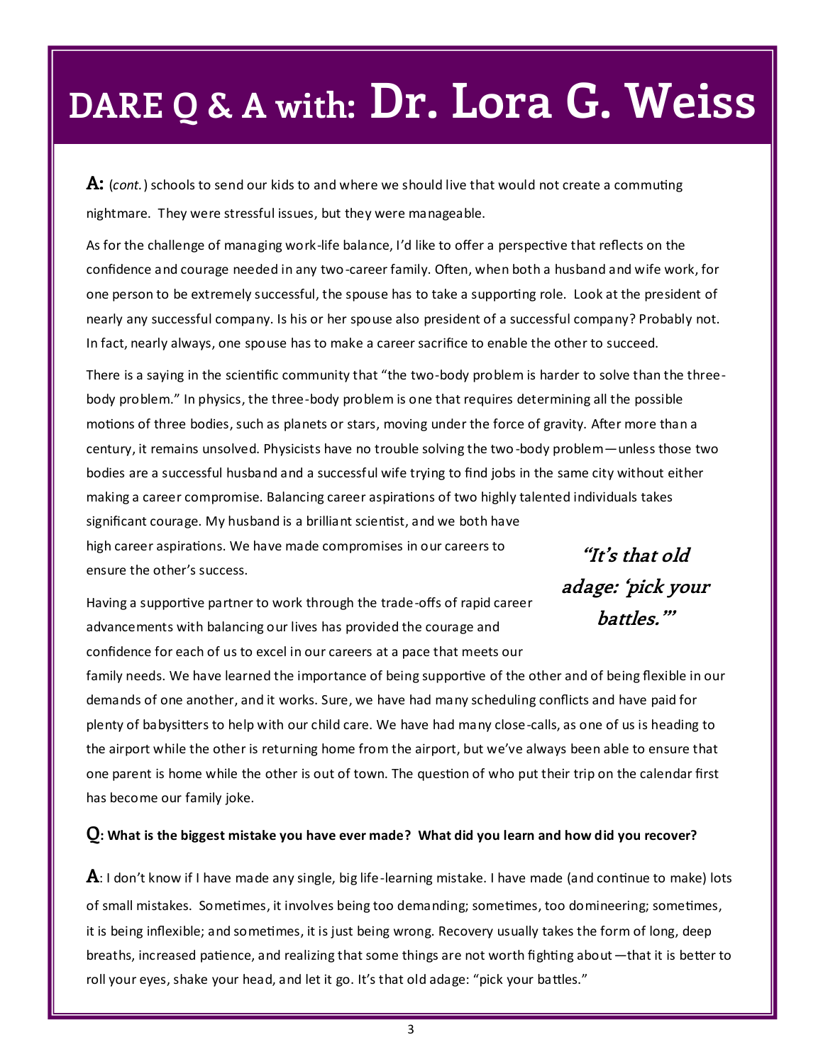# DARE Q & A with: Dr. Lora G. Weiss

**A:** (*cont.*) schools to send our kids to and where we should live that would not create a commuting nightmare. They were stressful issues, but they were manageable.

As for the challenge of managing work-life balance, I'd like to offer a perspective that reflects on the confidence and courage needed in any two-career family. Often, when both a husband and wife work, for one person to be extremely successful, the spouse has to take a supporting role. Look at the president of nearly any successful company. Is his or her spouse also president of a successful company? Probably not. In fact, nearly always, one spouse has to make a career sacrifice to enable the other to succeed.

There is a saying in the scientific community that "the two-body problem is harder to solve than the three-body problem." In physics, the three-body problem is one that requires determining all the possible motions of three bodies, such as planets or stars, moving under the force of gravity. After more than a century, it remains unsolved. Physicists have no trouble solving the two-body problem—unless those two bodies are a successful husband and a successful wife trying to find jobs in the same city without either making a career compromise. Balancing career aspirations of two highly talented individuals takes significant courage. My husband is a brilliant scientist, and we both have high career aspirations. We have made compromises in our careers to ensure the other's success.

***"It's that old adage: 'pick your battles.'"***

Having a supportive partner to work through the trade-offs of rapid career advancements with balancing our lives has provided the courage and confidence for each of us to excel in our careers at a pace that meets our family needs. We have learned the importance of being supportive of the other and of being flexible in our demands of one another, and it works. Sure, we have had many scheduling conflicts and have paid for plenty of babysitters to help with our child care. We have had many close-calls, as one of us is heading to the airport while the other is returning home from the airport, but we've always been able to ensure that one parent is home while the other is out of town. The question of who put their trip on the calendar first has become our family joke.

**Q: What is the biggest mistake you have ever made? What did you learn and how did you recover?**

**A**: I don't know if I have made any single, big life-learning mistake. I have made (and continue to make) lots of small mistakes. Sometimes, it involves being too demanding; sometimes, too domineering; sometimes, it is being inflexible; and sometimes, it is just being wrong. Recovery usually takes the form of long, deep breaths, increased patience, and realizing that some things are not worth fighting about—that it is better to roll your eyes, shake your head, and let it go. It's that old adage: "pick your battles."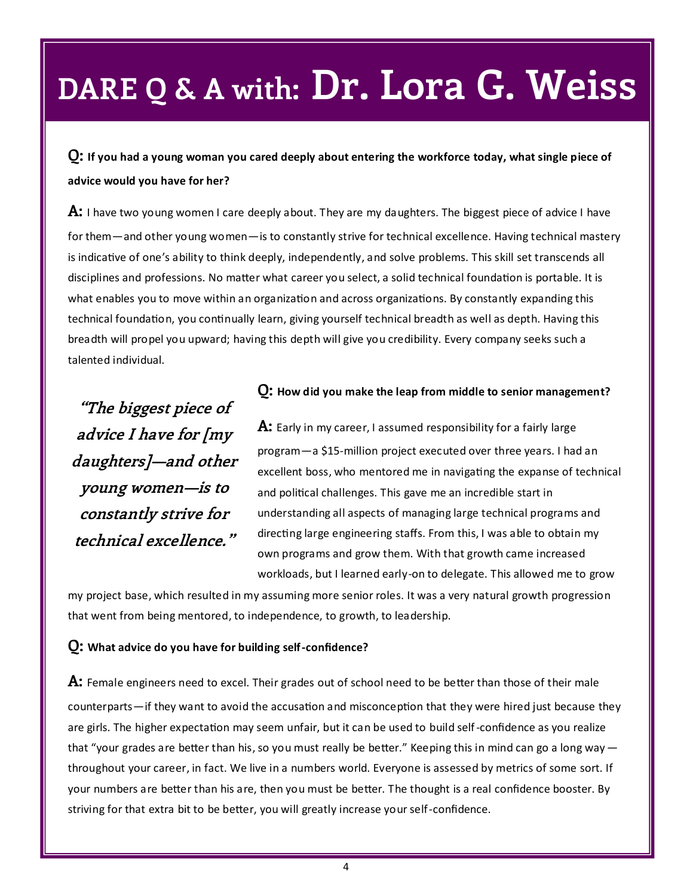# DARE Q & A with: Dr. Lora G. Weiss

**Q: If you had a young woman you cared deeply about entering the workforce today, what single piece of advice would you have for her?**

**A:** I have two young women I care deeply about. They are my daughters. The biggest piece of advice I have for them—and other young women—is to constantly strive for technical excellence. Having technical mastery is indicative of one's ability to think deeply, independently, and solve problems. This skill set transcends all disciplines and professions. No matter what career you select, a solid technical foundation is portable. It is what enables you to move within an organization and across organizations. By constantly expanding this technical foundation, you continually learn, giving yourself technical breadth as well as depth. Having this breadth will propel you upward; having this depth will give you credibility. Every company seeks such a talented individual.

> ***"The biggest piece of advice I have for [my daughters]—and other young women—is to constantly strive for technical excellence."***

**Q: How did you make the leap from middle to senior management?**

**A:** Early in my career, I assumed responsibility for a fairly large program—a $15-million project executed over three years. I had an excellent boss, who mentored me in navigating the expanse of technical and political challenges. This gave me an incredible start in understanding all aspects of managing large technical programs and directing large engineering staffs. From this, I was able to obtain my own programs and grow them. With that growth came increased workloads, but I learned early-on to delegate. This allowed me to grow my project base, which resulted in my assuming more senior roles. It was a very natural growth progression that went from being mentored, to independence, to growth, to leadership.

**Q: What advice do you have for building self-confidence?**

**A:** Female engineers need to excel. Their grades out of school need to be better than those of their male counterparts—if they want to avoid the accusation and misconception that they were hired just because they are girls. The higher expectation may seem unfair, but it can be used to build self-confidence as you realize that "your grades are better than his, so you must really be better." Keeping this in mind can go a long way—throughout your career, in fact. We live in a numbers world. Everyone is assessed by metrics of some sort. If your numbers are better than his are, then you must be better. The thought is a real confidence booster. By striving for that extra bit to be better, you will greatly increase your self-confidence.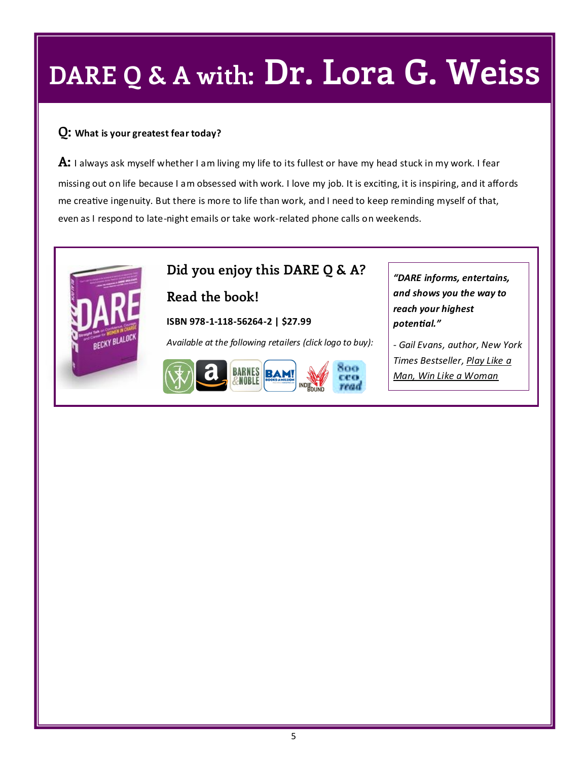# DARE Q & A with: Dr. Lora G. Weiss

**Q: What is your greatest fear today?**

**A:** I always ask myself whether I am living my life to its fullest or have my head stuck in my work. I fear missing out on life because I am obsessed with work. I love my job. It is exciting, it is inspiring, and it affords me creative ingenuity. But there is more to life than work, and I need to keep reminding myself of that, even as I respond to late-night emails or take work-related phone calls on weekends.

## Did you enjoy this DARE Q & A?

## Read the book!

**ISBN 978-1-118-56264-2 | $27.99**

*Available at the following retailers (click logo to buy):*

***"DARE informs, entertains, and shows you the way to reach your highest potential."***

*- Gail Evans, author, New York Times Bestseller, Play Like a Man, Win Like a Woman*